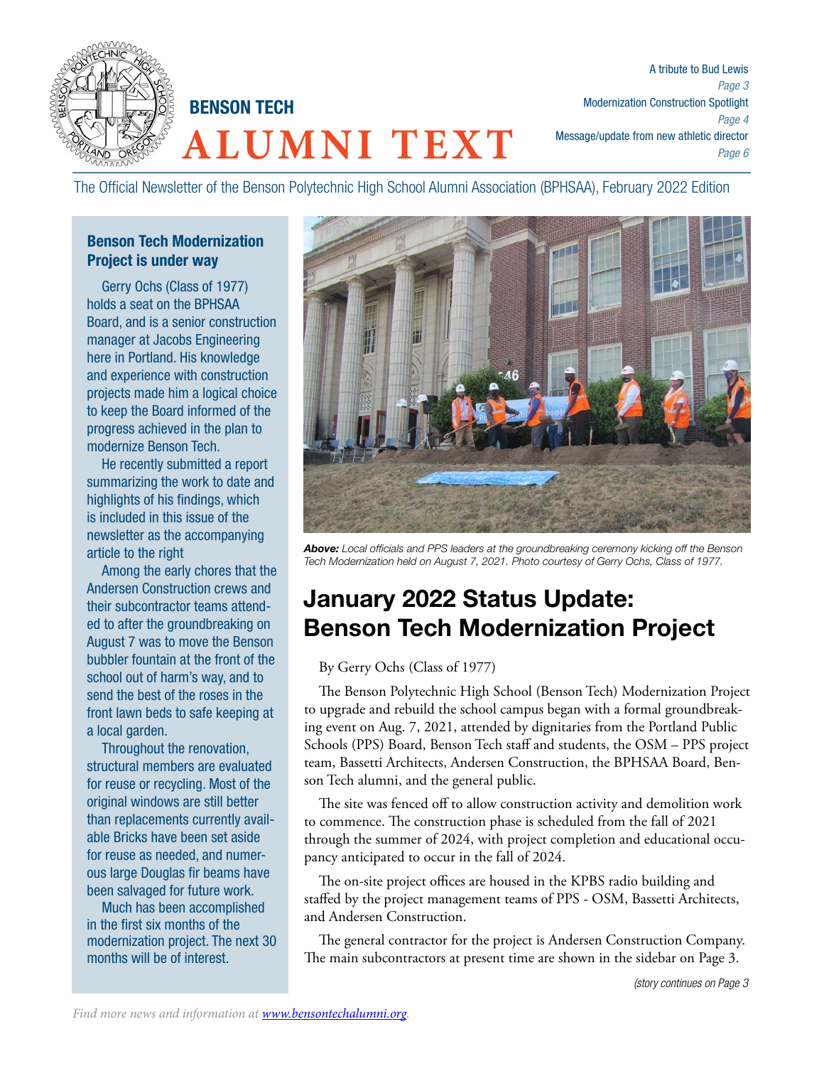# BENSON TECH ALUMNI TEXT

A tribute to Bud Lewis *Page 3*
Modernization Construction Spotlight *Page 4*
Message/update from new athletic director *Page 6*

The Official Newsletter of the Benson Polytechnic High School Alumni Association (BPHSAA), February 2022 Edition

### Benson Tech Modernization Project is under way

Gerry Ochs (Class of 1977) holds a seat on the BPHSAA Board, and is a senior construction manager at Jacobs Engineering here in Portland. His knowledge and experience with construction projects made him a logical choice to keep the Board informed of the progress achieved in the plan to modernize Benson Tech.

He recently submitted a report summarizing the work to date and highlights of his findings, which is included in this issue of the newsletter as the accompanying article to the right

Among the early chores that the Andersen Construction crews and their subcontractor teams attended to after the groundbreaking on August 7 was to move the Benson bubbler fountain at the front of the school out of harm's way, and to send the best of the roses in the front lawn beds to safe keeping at a local garden.

Throughout the renovation, structural members are evaluated for reuse or recycling. Most of the original windows are still better than replacements currently available Bricks have been set aside for reuse as needed, and numerous large Douglas fir beams have been salvaged for future work.

Much has been accomplished in the first six months of the modernization project. The next 30 months will be of interest.

***Above:*** *Local officials and PPS leaders at the groundbreaking ceremony kicking off the Benson Tech Modernization held on August 7, 2021. Photo courtesy of Gerry Ochs, Class of 1977.*

## January 2022 Status Update: Benson Tech Modernization Project

By Gerry Ochs (Class of 1977)

The Benson Polytechnic High School (Benson Tech) Modernization Project to upgrade and rebuild the school campus began with a formal groundbreaking event on Aug. 7, 2021, attended by dignitaries from the Portland Public Schools (PPS) Board, Benson Tech staff and students, the OSM – PPS project team, Bassetti Architects, Andersen Construction, the BPHSAA Board, Benson Tech alumni, and the general public.

The site was fenced off to allow construction activity and demolition work to commence. The construction phase is scheduled from the fall of 2021 through the summer of 2024, with project completion and educational occupancy anticipated to occur in the fall of 2024.

The on-site project offices are housed in the KPBS radio building and staffed by the project management teams of PPS - OSM, Bassetti Architects, and Andersen Construction.

The general contractor for the project is Andersen Construction Company. The main subcontractors at present time are shown in the sidebar on Page 3.

*(story continues on Page 3*

*Find more news and information at [www.bensontechalumni.org](http://www.bensontechalumni.org).*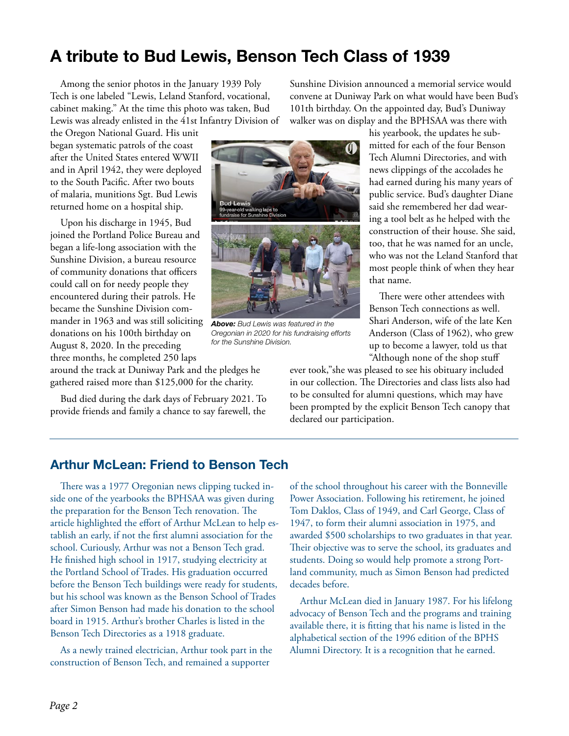# A tribute to Bud Lewis, Benson Tech Class of 1939

Among the senior photos in the January 1939 Poly Tech is one labeled "Lewis, Leland Stanford, vocational, cabinet making." At the time this photo was taken, Bud Lewis was already enlisted in the 41st Infantry Division of the Oregon National Guard. His unit began systematic patrols of the coast after the United States entered WWII and in April 1942, they were deployed to the South Pacific. After two bouts of malaria, munitions Sgt. Bud Lewis returned home on a hospital ship.

Upon his discharge in 1945, Bud joined the Portland Police Bureau and began a life-long association with the Sunshine Division, a bureau resource of community donations that officers could call on for needy people they encountered during their patrols. He became the Sunshine Division commander in 1963 and was still soliciting donations on his 100th birthday on August 8, 2020. In the preceding three months, he completed 250 laps around the track at Duniway Park and the pledges he gathered raised more than $125,000 for the charity.

*Above: Bud Lewis was featured in the Oregonian in 2020 for his fundraising efforts for the Sunshine Division.*

Bud died during the dark days of February 2021. To provide friends and family a chance to say farewell, the Sunshine Division announced a memorial service would convene at Duniway Park on what would have been Bud's 101th birthday. On the appointed day, Bud's Duniway walker was on display and the BPHSAA was there with his yearbook, the updates he submitted for each of the four Benson Tech Alumni Directories, and with news clippings of the accolades he had earned during his many years of public service. Bud's daughter Diane said she remembered her dad wearing a tool belt as he helped with the construction of their house. She said, too, that he was named for an uncle, who was not the Leland Stanford that most people think of when they hear that name.

There were other attendees with Benson Tech connections as well. Shari Anderson, wife of the late Ken Anderson (Class of 1962), who grew up to become a lawyer, told us that "Although none of the shop stuff ever took,"she was pleased to see his obituary included in our collection. The Directories and class lists also had to be consulted for alumni questions, which may have been prompted by the explicit Benson Tech canopy that declared our participation.

## Arthur McLean: Friend to Benson Tech

There was a 1977 Oregonian news clipping tucked inside one of the yearbooks the BPHSAA was given during the preparation for the Benson Tech renovation. The article highlighted the effort of Arthur McLean to help establish an early, if not the first alumni association for the school. Curiously, Arthur was not a Benson Tech grad. He finished high school in 1917, studying electricity at the Portland School of Trades. His graduation occurred before the Benson Tech buildings were ready for students, but his school was known as the Benson School of Trades after Simon Benson had made his donation to the school board in 1915. Arthur's brother Charles is listed in the Benson Tech Directories as a 1918 graduate.

As a newly trained electrician, Arthur took part in the construction of Benson Tech, and remained a supporter of the school throughout his career with the Bonneville Power Association. Following his retirement, he joined Tom Daklos, Class of 1949, and Carl George, Class of 1947, to form their alumni association in 1975, and awarded $500 scholarships to two graduates in that year. Their objective was to serve the school, its graduates and students. Doing so would help promote a strong Portland community, much as Simon Benson had predicted decades before.

Arthur McLean died in January 1987. For his lifelong advocacy of Benson Tech and the programs and training available there, it is fitting that his name is listed in the alphabetical section of the 1996 edition of the BPHS Alumni Directory. It is a recognition that he earned.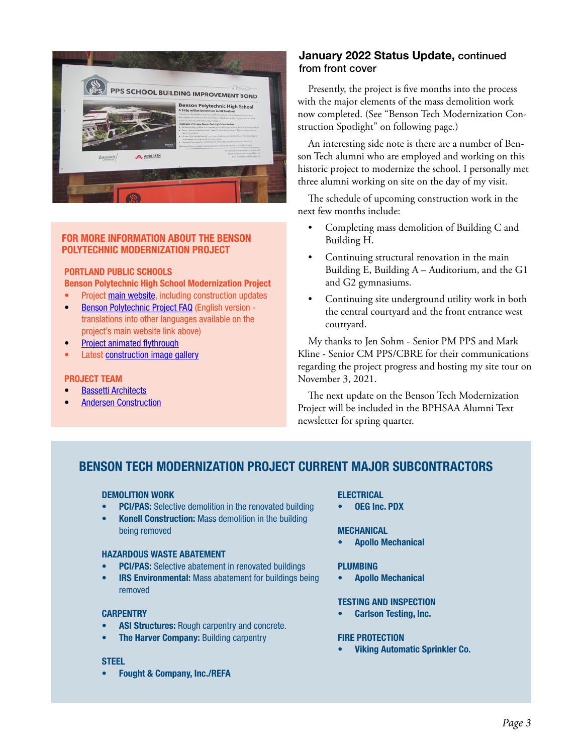## January 2022 Status Update, continued from front cover

Presently, the project is five months into the process with the major elements of the mass demolition work now completed. (See "Benson Tech Modernization Construction Spotlight" on following page.)

An interesting side note is there are a number of Benson Tech alumni who are employed and working on this historic project to modernize the school. I personally met three alumni working on site on the day of my visit.

The schedule of upcoming construction work in the next few months include:

- Completing mass demolition of Building C and Building H.
- Continuing structural renovation in the main Building E, Building A – Auditorium, and the G1 and G2 gymnasiums.
- Continuing site underground utility work in both the central courtyard and the front entrance west courtyard.

My thanks to Jen Sohm - Senior PM PPS and Mark Kline - Senior CM PPS/CBRE for their communications regarding the project progress and hosting my site tour on November 3, 2021.

The next update on the Benson Tech Modernization Project will be included in the BPHSAA Alumni Text newsletter for spring quarter.

### FOR MORE INFORMATION ABOUT THE BENSON POLYTECHNIC MODERNIZATION PROJECT

**PORTLAND PUBLIC SCHOOLS**
**Benson Polytechnic High School Modernization Project**

- Project main website, including construction updates
- Benson Polytechnic Project FAQ (English version - translations into other languages available on the project's main website link above)
- Project animated flythrough
- Latest construction image gallery

**PROJECT TEAM**

- Bassetti Architects
- Andersen Construction

## BENSON TECH MODERNIZATION PROJECT CURRENT MAJOR SUBCONTRACTORS

**DEMOLITION WORK**

- **PCI/PAS:** Selective demolition in the renovated building
- **Konell Construction:** Mass demolition in the building being removed

**HAZARDOUS WASTE ABATEMENT**

- **PCI/PAS:** Selective abatement in renovated buildings
- **IRS Environmental:** Mass abatement for buildings being removed

**CARPENTRY**

- **ASI Structures:** Rough carpentry and concrete.
- **The Harver Company:** Building carpentry

**STEEL**

- **Fought & Company, Inc./REFA**

**ELECTRICAL**

- **OEG Inc. PDX**

**MECHANICAL**

- **Apollo Mechanical**

**PLUMBING**

- **Apollo Mechanical**

**TESTING AND INSPECTION**

- **Carlson Testing, Inc.**

**FIRE PROTECTION**

- **Viking Automatic Sprinkler Co.**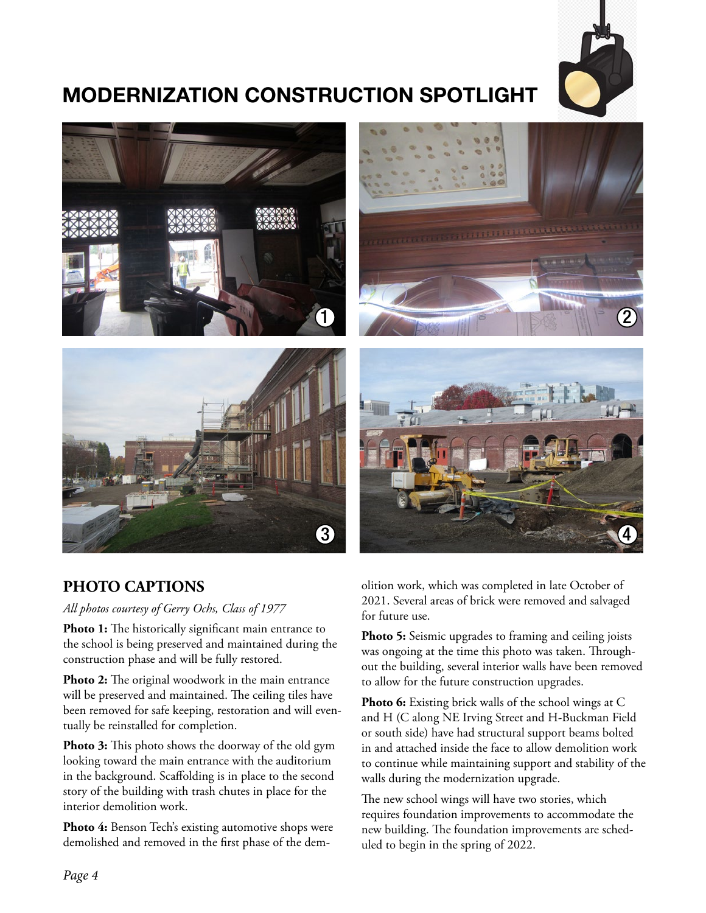# MODERNIZATION CONSTRUCTION SPOTLIGHT

## PHOTO CAPTIONS

*All photos courtesy of Gerry Ochs, Class of 1977*

**Photo 1:** The historically significant main entrance to the school is being preserved and maintained during the construction phase and will be fully restored.

**Photo 2:** The original woodwork in the main entrance will be preserved and maintained. The ceiling tiles have been removed for safe keeping, restoration and will eventually be reinstalled for completion.

**Photo 3:** This photo shows the doorway of the old gym looking toward the main entrance with the auditorium in the background. Scaffolding is in place to the second story of the building with trash chutes in place for the interior demolition work.

**Photo 4:** Benson Tech's existing automotive shops were demolished and removed in the first phase of the demolition work, which was completed in late October of 2021. Several areas of brick were removed and salvaged for future use.

**Photo 5:** Seismic upgrades to framing and ceiling joists was ongoing at the time this photo was taken. Throughout the building, several interior walls have been removed to allow for the future construction upgrades.

**Photo 6:** Existing brick walls of the school wings at C and H (C along NE Irving Street and H-Buckman Field or south side) have had structural support beams bolted in and attached inside the face to allow demolition work to continue while maintaining support and stability of the walls during the modernization upgrade.

The new school wings will have two stories, which requires foundation improvements to accommodate the new building. The foundation improvements are scheduled to begin in the spring of 2022.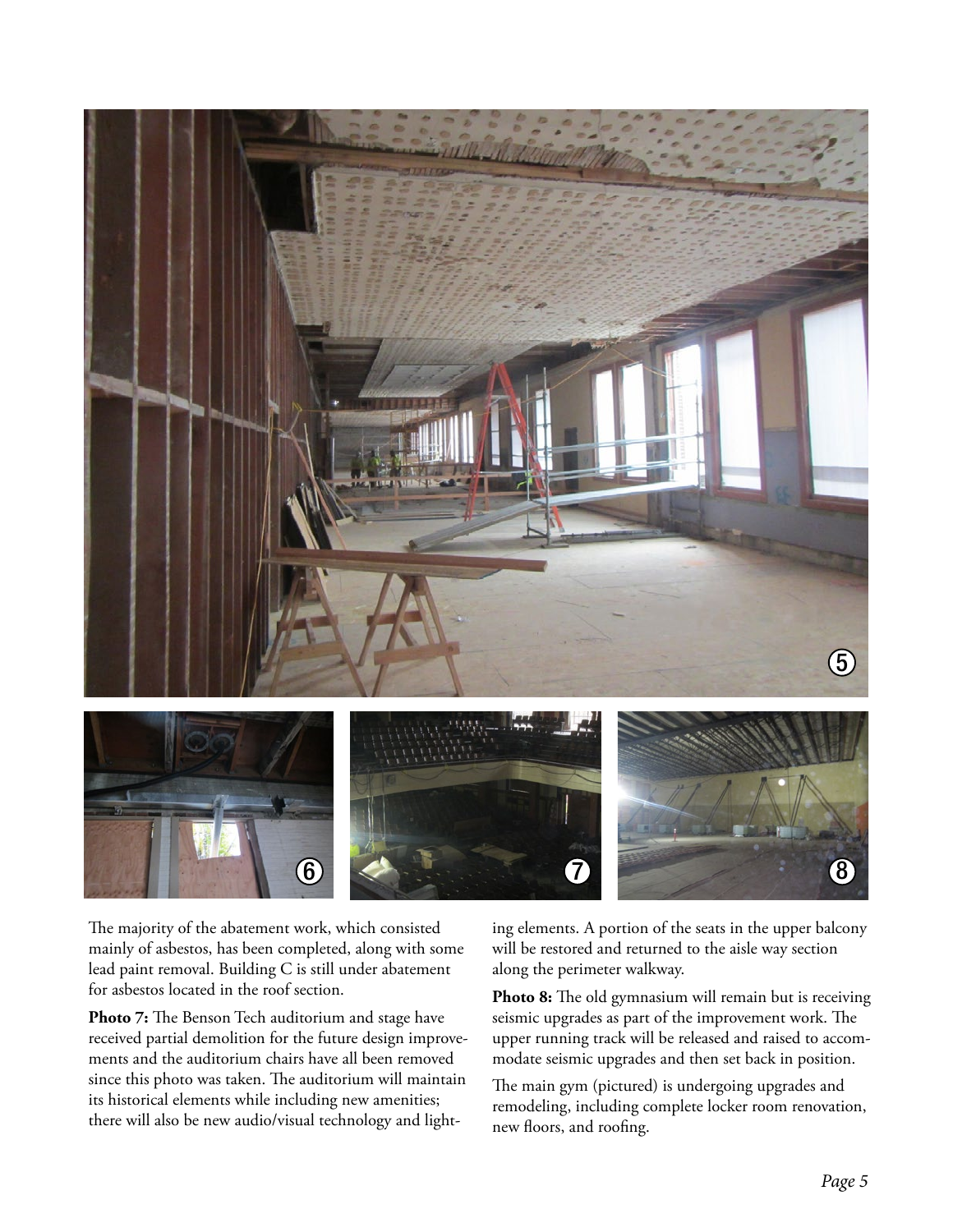The majority of the abatement work, which consisted mainly of asbestos, has been completed, along with some lead paint removal. Building C is still under abatement for asbestos located in the roof section.

**Photo 7:** The Benson Tech auditorium and stage have received partial demolition for the future design improvements and the auditorium chairs have all been removed since this photo was taken. The auditorium will maintain its historical elements while including new amenities; there will also be new audio/visual technology and lighting elements. A portion of the seats in the upper balcony will be restored and returned to the aisle way section along the perimeter walkway.

**Photo 8:** The old gymnasium will remain but is receiving seismic upgrades as part of the improvement work. The upper running track will be released and raised to accommodate seismic upgrades and then set back in position.

The main gym (pictured) is undergoing upgrades and remodeling, including complete locker room renovation, new floors, and roofing.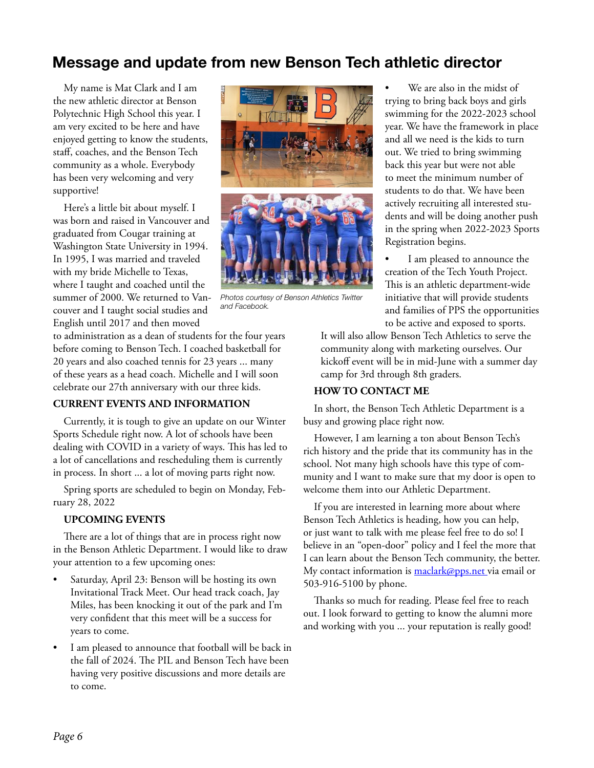# Message and update from new Benson Tech athletic director

My name is Mat Clark and I am the new athletic director at Benson Polytechnic High School this year. I am very excited to be here and have enjoyed getting to know the students, staff, coaches, and the Benson Tech community as a whole. Everybody has been very welcoming and very supportive!

Here's a little bit about myself. I was born and raised in Vancouver and graduated from Cougar training at Washington State University in 1994. In 1995, I was married and traveled with my bride Michelle to Texas, where I taught and coached until the summer of 2000. We returned to Vancouver and I taught social studies and English until 2017 and then moved to administration as a dean of students for the four years before coming to Benson Tech. I coached basketball for 20 years and also coached tennis for 23 years ... many of these years as a head coach. Michelle and I will soon celebrate our 27th anniversary with our three kids.

*Photos courtesy of Benson Athletics Twitter and Facebook.*

**CURRENT EVENTS AND INFORMATION**

Currently, it is tough to give an update on our Winter Sports Schedule right now. A lot of schools have been dealing with COVID in a variety of ways. This has led to a lot of cancellations and rescheduling them is currently in process. In short ... a lot of moving parts right now.

Spring sports are scheduled to begin on Monday, February 28, 2022

**UPCOMING EVENTS**

There are a lot of things that are in process right now in the Benson Athletic Department. I would like to draw your attention to a few upcoming ones:

- Saturday, April 23: Benson will be hosting its own Invitational Track Meet. Our head track coach, Jay Miles, has been knocking it out of the park and I'm very confident that this meet will be a success for years to come.
- I am pleased to announce that football will be back in the fall of 2024. The PIL and Benson Tech have been having very positive discussions and more details are to come.
- We are also in the midst of trying to bring back boys and girls swimming for the 2022-2023 school year. We have the framework in place and all we need is the kids to turn out. We tried to bring swimming back this year but were not able to meet the minimum number of students to do that. We have been actively recruiting all interested students and will be doing another push in the spring when 2022-2023 Sports Registration begins.
- I am pleased to announce the creation of the Tech Youth Project. This is an athletic department-wide initiative that will provide students and families of PPS the opportunities to be active and exposed to sports. It will also allow Benson Tech Athletics to serve the community along with marketing ourselves. Our kickoff event will be in mid-June with a summer day camp for 3rd through 8th graders.

**HOW TO CONTACT ME**

In short, the Benson Tech Athletic Department is a busy and growing place right now.

However, I am learning a ton about Benson Tech's rich history and the pride that its community has in the school. Not many high schools have this type of community and I want to make sure that my door is open to welcome them into our Athletic Department.

If you are interested in learning more about where Benson Tech Athletics is heading, how you can help, or just want to talk with me please feel free to do so! I believe in an "open-door" policy and I feel the more that I can learn about the Benson Tech community, the better. My contact information is maclark@pps.net via email or 503-916-5100 by phone.

Thanks so much for reading. Please feel free to reach out. I look forward to getting to know the alumni more and working with you ... your reputation is really good!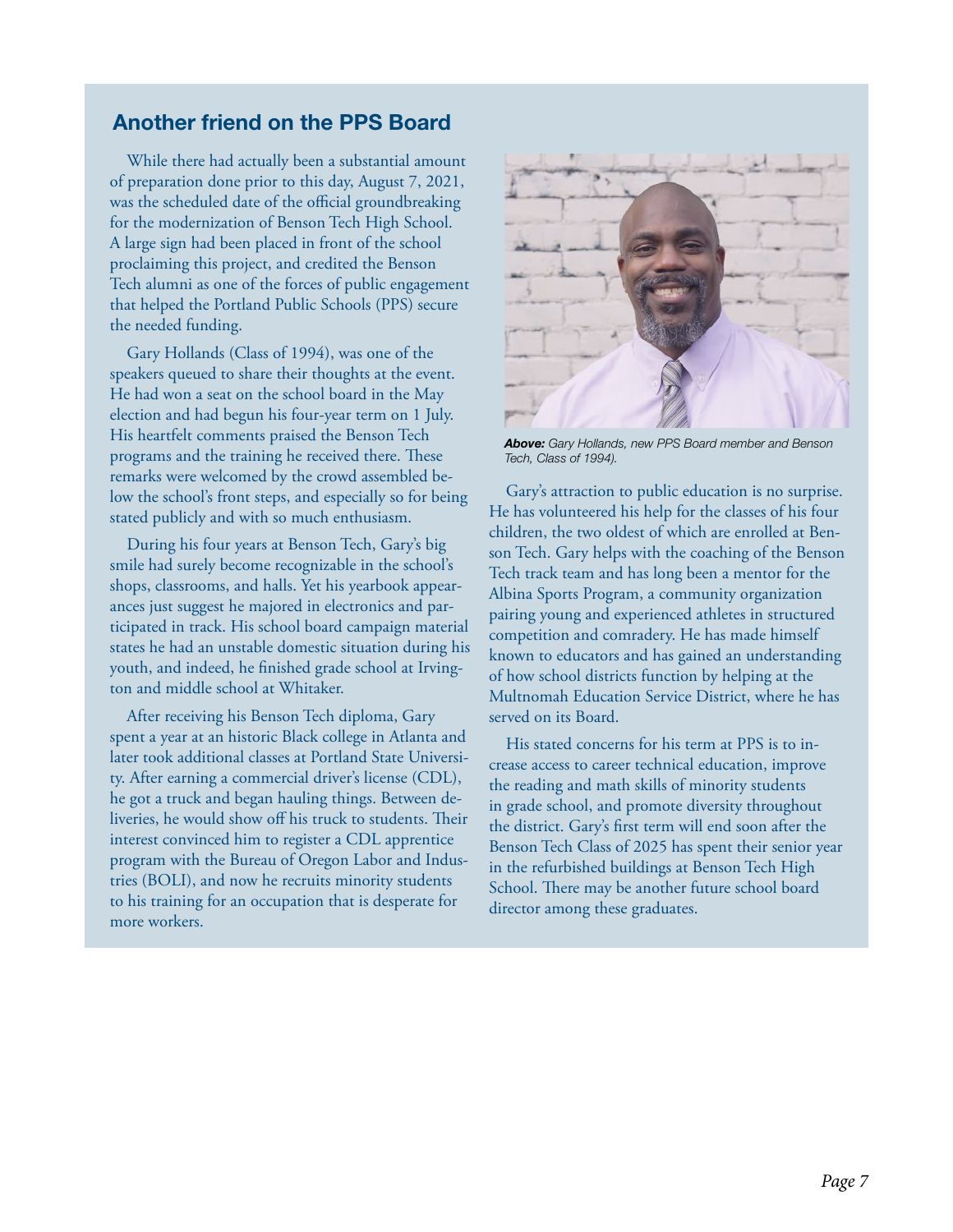## Another friend on the PPS Board

While there had actually been a substantial amount of preparation done prior to this day, August 7, 2021, was the scheduled date of the official groundbreaking for the modernization of Benson Tech High School. A large sign had been placed in front of the school proclaiming this project, and credited the Benson Tech alumni as one of the forces of public engagement that helped the Portland Public Schools (PPS) secure the needed funding.

Gary Hollands (Class of 1994), was one of the speakers queued to share their thoughts at the event. He had won a seat on the school board in the May election and had begun his four-year term on 1 July. His heartfelt comments praised the Benson Tech programs and the training he received there. These remarks were welcomed by the crowd assembled below the school's front steps, and especially so for being stated publicly and with so much enthusiasm.

During his four years at Benson Tech, Gary's big smile had surely become recognizable in the school's shops, classrooms, and halls. Yet his yearbook appearances just suggest he majored in electronics and participated in track. His school board campaign material states he had an unstable domestic situation during his youth, and indeed, he finished grade school at Irvington and middle school at Whitaker.

After receiving his Benson Tech diploma, Gary spent a year at an historic Black college in Atlanta and later took additional classes at Portland State University. After earning a commercial driver's license (CDL), he got a truck and began hauling things. Between deliveries, he would show off his truck to students. Their interest convinced him to register a CDL apprentice program with the Bureau of Oregon Labor and Industries (BOLI), and now he recruits minority students to his training for an occupation that is desperate for more workers.

***Above:*** *Gary Hollands, new PPS Board member and Benson Tech, Class of 1994).*

Gary's attraction to public education is no surprise. He has volunteered his help for the classes of his four children, the two oldest of which are enrolled at Benson Tech. Gary helps with the coaching of the Benson Tech track team and has long been a mentor for the Albina Sports Program, a community organization pairing young and experienced athletes in structured competition and comradery. He has made himself known to educators and has gained an understanding of how school districts function by helping at the Multnomah Education Service District, where he has served on its Board.

His stated concerns for his term at PPS is to increase access to career technical education, improve the reading and math skills of minority students in grade school, and promote diversity throughout the district. Gary's first term will end soon after the Benson Tech Class of 2025 has spent their senior year in the refurbished buildings at Benson Tech High School. There may be another future school board director among these graduates.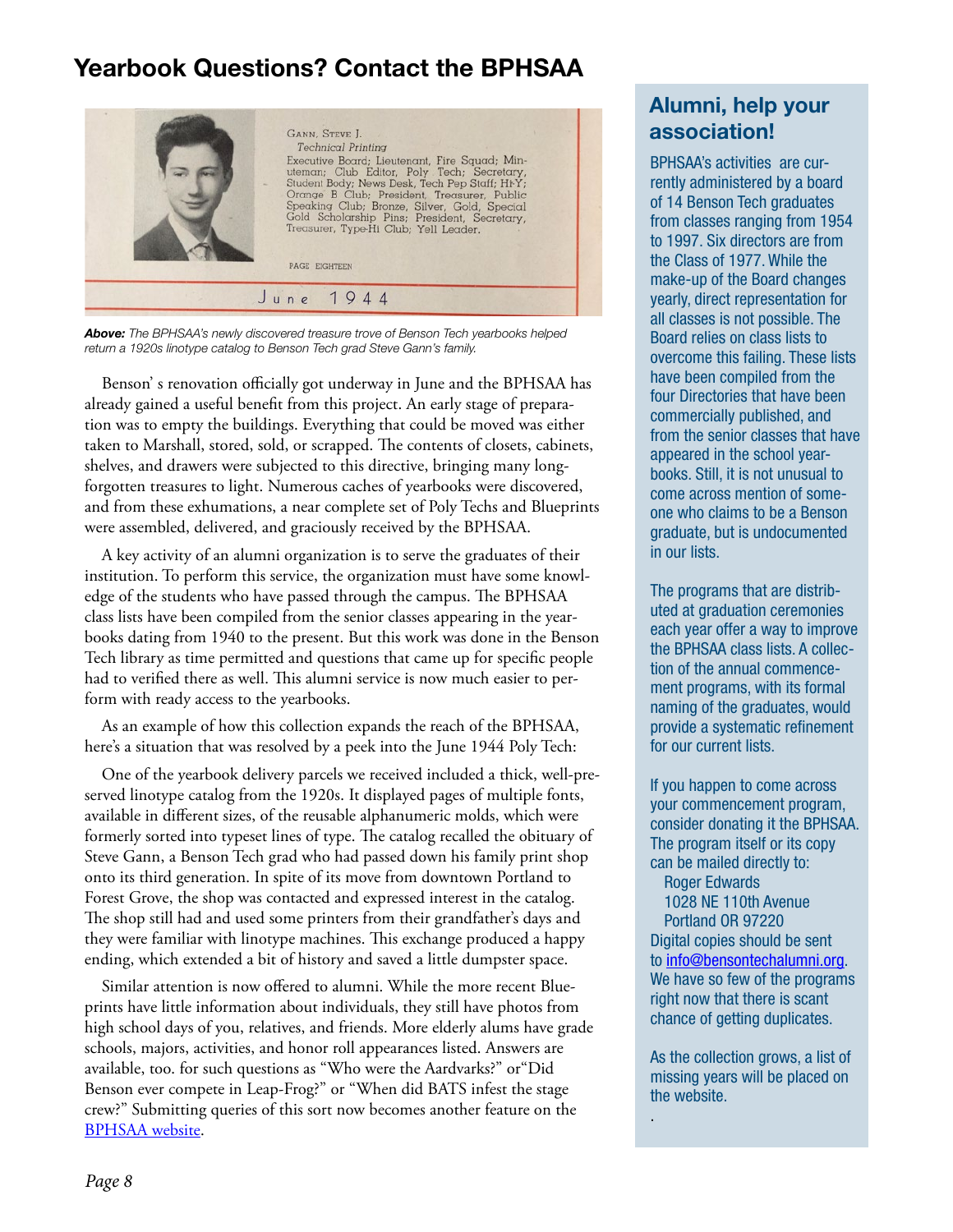# Yearbook Questions? Contact the BPHSAA

GANN, STEVE J.
*Technical Printing*
Executive Board; Lieutenant, Fire Squad; Minuteman; Club Editor, Poly Tech; Secretary, Student Body; News Desk, Tech Pep Staff; Hi-Y; Orange B Club; President, Treasurer, Public Speaking Club; Bronze, Silver, Gold, Special Gold Scholarship Pins; President, Secretary, Treasurer, Type-Hi Club; Yell Leader.

PAGE EIGHTEEN

June 1944

***Above:*** *The BPHSAA's newly discovered treasure trove of Benson Tech yearbooks helped return a 1920s linotype catalog to Benson Tech grad Steve Gann's family.*

Benson' s renovation officially got underway in June and the BPHSAA has already gained a useful benefit from this project. An early stage of preparation was to empty the buildings. Everything that could be moved was either taken to Marshall, stored, sold, or scrapped. The contents of closets, cabinets, shelves, and drawers were subjected to this directive, bringing many long-forgotten treasures to light. Numerous caches of yearbooks were discovered, and from these exhumations, a near complete set of Poly Techs and Blueprints were assembled, delivered, and graciously received by the BPHSAA.

A key activity of an alumni organization is to serve the graduates of their institution. To perform this service, the organization must have some knowledge of the students who have passed through the campus. The BPHSAA class lists have been compiled from the senior classes appearing in the yearbooks dating from 1940 to the present. But this work was done in the Benson Tech library as time permitted and questions that came up for specific people had to verified there as well. This alumni service is now much easier to perform with ready access to the yearbooks.

As an example of how this collection expands the reach of the BPHSAA, here's a situation that was resolved by a peek into the June 1944 Poly Tech:

One of the yearbook delivery parcels we received included a thick, well-preserved linotype catalog from the 1920s. It displayed pages of multiple fonts, available in different sizes, of the reusable alphanumeric molds, which were formerly sorted into typeset lines of type. The catalog recalled the obituary of Steve Gann, a Benson Tech grad who had passed down his family print shop onto its third generation. In spite of its move from downtown Portland to Forest Grove, the shop was contacted and expressed interest in the catalog. The shop still had and used some printers from their grandfather's days and they were familiar with linotype machines. This exchange produced a happy ending, which extended a bit of history and saved a little dumpster space.

Similar attention is now offered to alumni. While the more recent Blueprints have little information about individuals, they still have photos from high school days of you, relatives, and friends. More elderly alums have grade schools, majors, activities, and honor roll appearances listed. Answers are available, too. for such questions as "Who were the Aardvarks?" or"Did Benson ever compete in Leap-Frog?" or "When did BATS infest the stage crew?" Submitting queries of this sort now becomes another feature on the BPHSAA website.

## Alumni, help your association!

BPHSAA's activities are currently administered by a board of 14 Benson Tech graduates from classes ranging from 1954 to 1997. Six directors are from the Class of 1977. While the make-up of the Board changes yearly, direct representation for all classes is not possible. The Board relies on class lists to overcome this failing. These lists have been compiled from the four Directories that have been commercially published, and from the senior classes that have appeared in the school yearbooks. Still, it is not unusual to come across mention of someone who claims to be a Benson graduate, but is undocumented in our lists.

The programs that are distributed at graduation ceremonies each year offer a way to improve the BPHSAA class lists. A collection of the annual commencement programs, with its formal naming of the graduates, would provide a systematic refinement for our current lists.

If you happen to come across your commencement program, consider donating it the BPHSAA. The program itself or its copy can be mailed directly to:
Roger Edwards
1028 NE 110th Avenue
Portland OR 97220
Digital copies should be sent to info@bensontechalumni.org. We have so few of the programs right now that there is scant chance of getting duplicates.

As the collection grows, a list of missing years will be placed on the website.